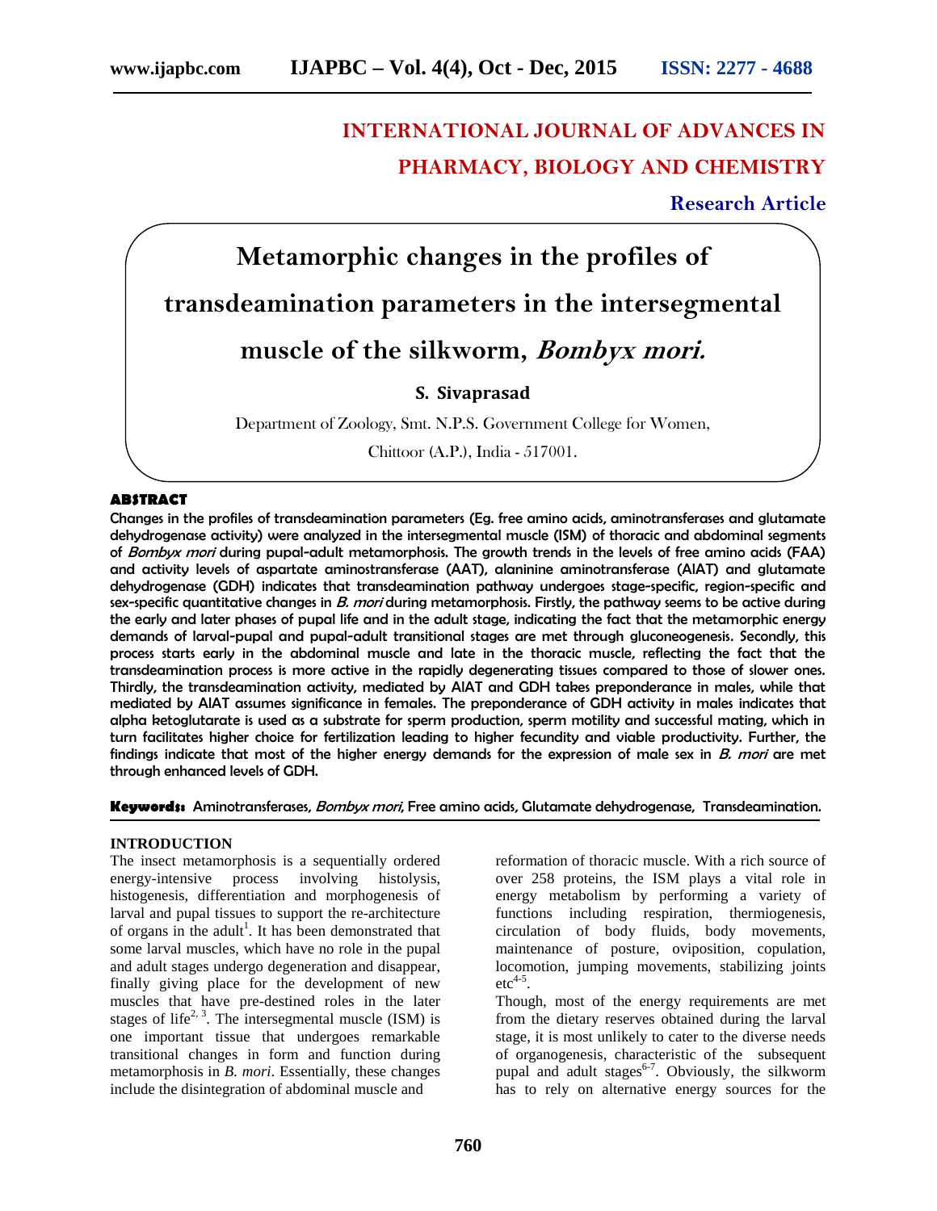# INTERNATIONAL JOURNAL OF ADVANCES IN PHARMACY, BIOLOGY AND CHEMISTRY

**Research Article**

# Metamorphic changes in the profiles of transdeamination parameters in the intersegmental muscle of the silkworm, *Bombyx mori.*

**S. Sivaprasad**

Department of Zoology, Smt. N.P.S. Government College for Women,
Chittoor (A.P.), India - 517001.

## ABSTRACT

**Changes in the profiles of transdeamination parameters (Eg. free amino acids, aminotransferases and glutamate dehydrogenase activity) were analyzed in the intersegmental muscle (ISM) of thoracic and abdominal segments of *Bombyx mori* during pupal-adult metamorphosis. The growth trends in the levels of free amino acids (FAA) and activity levels of aspartate aminostransferase (AAT), alaninine aminotransferase (AlAT) and glutamate dehydrogenase (GDH) indicates that transdeamination pathway undergoes stage-specific, region-specific and sex-specific quantitative changes in *B. mori* during metamorphosis. Firstly, the pathway seems to be active during the early and later phases of pupal life and in the adult stage, indicating the fact that the metamorphic energy demands of larval-pupal and pupal-adult transitional stages are met through gluconeogenesis. Secondly, this process starts early in the abdominal muscle and late in the thoracic muscle, reflecting the fact that the transdeamination process is more active in the rapidly degenerating tissues compared to those of slower ones. Thirdly, the transdeamination activity, mediated by AlAT and GDH takes preponderance in males, while that mediated by AAT assumes significance in females. The preponderance of GDH activity in males indicates that alpha ketoglutarate is used as a substrate for sperm production, sperm motility and successful mating, which in turn facilitates higher choice for fertilization leading to higher fecundity and viable productivity. Further, the findings indicate that most of the higher energy demands for the expression of male sex in *B. mori* are met through enhanced levels of GDH.**

**Keywords:** Aminotransferases, *Bombyx mori*, Free amino acids, Glutamate dehydrogenase, Transdeamination.

## INTRODUCTION

The insect metamorphosis is a sequentially ordered energy-intensive process involving histolysis, histogenesis, differentiation and morphogenesis of larval and pupal tissues to support the re-architecture of organs in the adult[1]. It has been demonstrated that some larval muscles, which have no role in the pupal and adult stages undergo degeneration and disappear, finally giving place for the development of new muscles that have pre-destined roles in the later stages of life[2, 3]. The intersegmental muscle (ISM) is one important tissue that undergoes remarkable transitional changes in form and function during metamorphosis in *B. mori*. Essentially, these changes include the disintegration of abdominal muscle and reformation of thoracic muscle. With a rich source of over 258 proteins, the ISM plays a vital role in energy metabolism by performing a variety of functions including respiration, thermiogenesis, circulation of body fluids, body movements, maintenance of posture, oviposition, copulation, locomotion, jumping movements, stabilizing joints etc[4-5].

Though, most of the energy requirements are met from the dietary reserves obtained during the larval stage, it is most unlikely to cater to the diverse needs of organogenesis, characteristic of the subsequent pupal and adult stages[6-7]. Obviously, the silkworm has to rely on alternative energy sources for the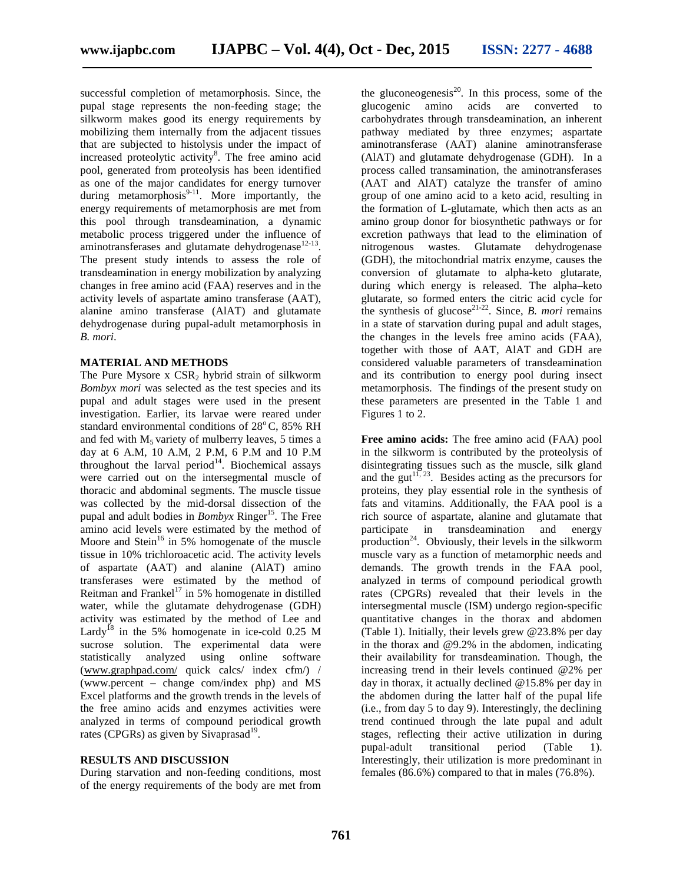successful completion of metamorphosis. Since, the pupal stage represents the non-feeding stage; the silkworm makes good its energy requirements by mobilizing them internally from the adjacent tissues that are subjected to histolysis under the impact of increased proteolytic activity[8]. The free amino acid pool, generated from proteolysis has been identified as one of the major candidates for energy turnover during metamorphosis[9-11]. More importantly, the energy requirements of metamorphosis are met from this pool through transdeamination, a dynamic metabolic process triggered under the influence of aminotransferases and glutamate dehydrogenase[12-13]. The present study intends to assess the role of transdeamination in energy mobilization by analyzing changes in free amino acid (FAA) reserves and in the activity levels of aspartate amino transferase (AAT), alanine amino transferase (AlAT) and glutamate dehydrogenase during pupal-adult metamorphosis in *B. mori*.

## MATERIAL AND METHODS

The Pure Mysore x $CSR_2$ hybrid strain of silkworm *Bombyx mori* was selected as the test species and its pupal and adult stages were used in the present investigation. Earlier, its larvae were reared under standard environmental conditions of 28°C, 85% RH and fed with $M_5$ variety of mulberry leaves, 5 times a day at 6 A.M, 10 A.M, 2 P.M, 6 P.M and 10 P.M throughout the larval period[14]. Biochemical assays were carried out on the intersegmental muscle of thoracic and abdominal segments. The muscle tissue was collected by the mid-dorsal dissection of the pupal and adult bodies in *Bombyx* Ringer[15]. The Free amino acid levels were estimated by the method of Moore and Stein[16] in 5% homogenate of the muscle tissue in 10% trichloroacetic acid. The activity levels of aspartate (AAT) and alanine (AlAT) amino transferases were estimated by the method of Reitman and Frankel[17] in 5% homogenate in distilled water, while the glutamate dehydrogenase (GDH) activity was estimated by the method of Lee and Lardy[18] in the 5% homogenate in ice-cold 0.25 M sucrose solution. The experimental data were statistically analyzed using online software (www.graphpad.com/ quick calcs/ index cfm/) / (www.percent – change com/index php) and MS Excel platforms and the growth trends in the levels of the free amino acids and enzymes activities were analyzed in terms of compound periodical growth rates (CPGRs) as given by Sivaprasad[19].

## RESULTS AND DISCUSSION

During starvation and non-feeding conditions, most of the energy requirements of the body are met from the gluconeogenesis[20]. In this process, some of the glucogenic amino acids are converted to carbohydrates through transdeamination, an inherent pathway mediated by three enzymes; aspartate aminotransferase (AAT) alanine aminotransferase (AlAT) and glutamate dehydrogenase (GDH). In a process called transamination, the aminotransferases (AAT and AlAT) catalyze the transfer of amino group of one amino acid to a keto acid, resulting in the formation of L-glutamate, which then acts as an amino group donor for biosynthetic pathways or for excretion pathways that lead to the elimination of nitrogenous wastes. Glutamate dehydrogenase (GDH), the mitochondrial matrix enzyme, causes the conversion of glutamate to alpha-keto glutarate, during which energy is released. The alpha–keto glutarate, so formed enters the citric acid cycle for the synthesis of glucose[21-22]. Since, *B. mori* remains in a state of starvation during pupal and adult stages, the changes in the levels free amino acids (FAA), together with those of AAT, AlAT and GDH are considered valuable parameters of transdeamination and its contribution to energy pool during insect metamorphosis. The findings of the present study on these parameters are presented in the Table 1 and Figures 1 to 2.

**Free amino acids:** The free amino acid (FAA) pool in the silkworm is contributed by the proteolysis of disintegrating tissues such as the muscle, silk gland and the gut[11, 23]. Besides acting as the precursors for proteins, they play essential role in the synthesis of fats and vitamins. Additionally, the FAA pool is a rich source of aspartate, alanine and glutamate that participate in transdeamination and energy production[24]. Obviously, their levels in the silkworm muscle vary as a function of metamorphic needs and demands. The growth trends in the FAA pool, analyzed in terms of compound periodical growth rates (CPGRs) revealed that their levels in the intersegmental muscle (ISM) undergo region-specific quantitative changes in the thorax and abdomen (Table 1). Initially, their levels grew @23.8% per day in the thorax and @9.2% in the abdomen, indicating their availability for transdeamination. Though, the increasing trend in their levels continued @2% per day in thorax, it actually declined @15.8% per day in the abdomen during the latter half of the pupal life (i.e., from day 5 to day 9). Interestingly, the declining trend continued through the late pupal and adult stages, reflecting their active utilization in during pupal-adult transitional period (Table 1). Interestingly, their utilization is more predominant in females (86.6%) compared to that in males (76.8%).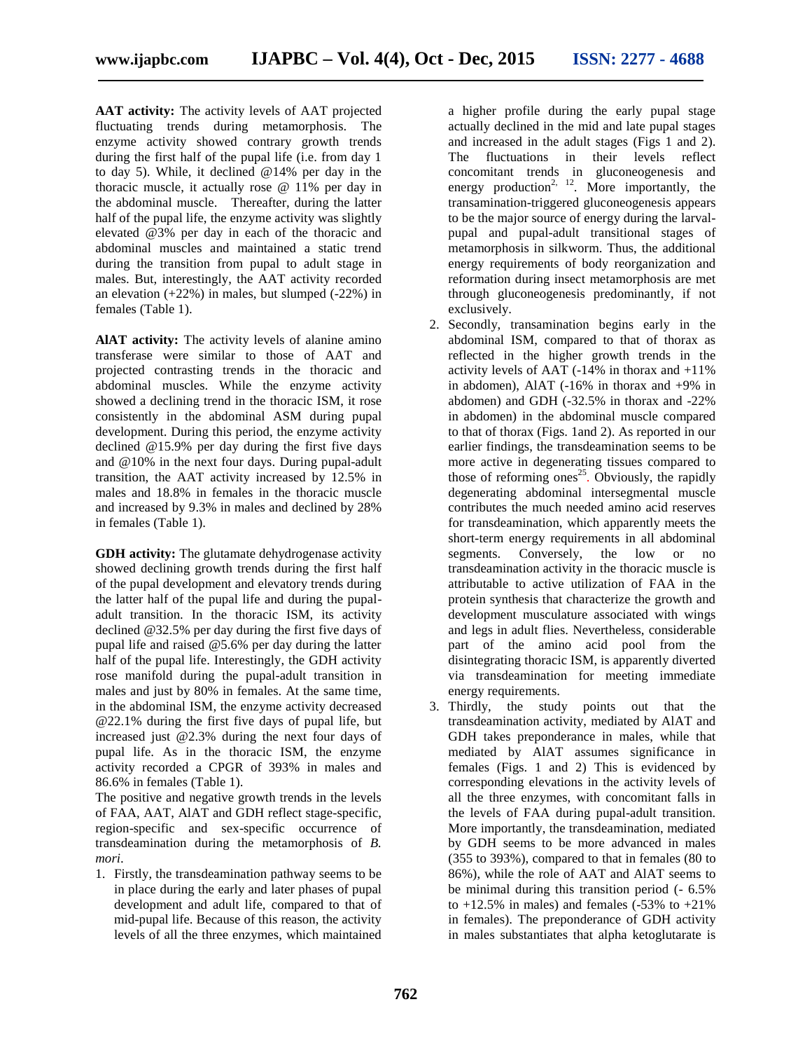**AAT activity:** The activity levels of AAT projected fluctuating trends during metamorphosis. The enzyme activity showed contrary growth trends during the first half of the pupal life (i.e. from day 1 to day 5). While, it declined @14% per day in the thoracic muscle, it actually rose @ 11% per day in the abdominal muscle. Thereafter, during the latter half of the pupal life, the enzyme activity was slightly elevated @3% per day in each of the thoracic and abdominal muscles and maintained a static trend during the transition from pupal to adult stage in males. But, interestingly, the AAT activity recorded an elevation (+22%) in males, but slumped (-22%) in females (Table 1).

**AlAT activity:** The activity levels of alanine amino transferase were similar to those of AAT and projected contrasting trends in the thoracic and abdominal muscles. While the enzyme activity showed a declining trend in the thoracic ISM, it rose consistently in the abdominal ASM during pupal development. During this period, the enzyme activity declined @15.9% per day during the first five days and @10% in the next four days. During pupal-adult transition, the AAT activity increased by 12.5% in males and 18.8% in females in the thoracic muscle and increased by 9.3% in males and declined by 28% in females (Table 1).

**GDH activity:** The glutamate dehydrogenase activity showed declining growth trends during the first half of the pupal development and elevatory trends during the latter half of the pupal life and during the pupal-adult transition. In the thoracic ISM, its activity declined @32.5% per day during the first five days of pupal life and raised @5.6% per day during the latter half of the pupal life. Interestingly, the GDH activity rose manifold during the pupal-adult transition in males and just by 80% in females. At the same time, in the abdominal ISM, the enzyme activity decreased @22.1% during the first five days of pupal life, but increased just @2.3% during the next four days of pupal life. As in the thoracic ISM, the enzyme activity recorded a CPGR of 393% in males and 86.6% in females (Table 1).

The positive and negative growth trends in the levels of FAA, AAT, AlAT and GDH reflect stage-specific, region-specific and sex-specific occurrence of transdeamination during the metamorphosis of *B. mori*.

1. Firstly, the transdeamination pathway seems to be in place during the early and later phases of pupal development and adult life, compared to that of mid-pupal life. Because of this reason, the activity levels of all the three enzymes, which maintained a higher profile during the early pupal stage actually declined in the mid and late pupal stages and increased in the adult stages (Figs 1 and 2). The fluctuations in their levels reflect concomitant trends in gluconeogenesis and energy production[2, 12]. More importantly, the transamination-triggered gluconeogenesis appears to be the major source of energy during the larval-pupal and pupal-adult transitional stages of metamorphosis in silkworm. Thus, the additional energy requirements of body reorganization and reformation during insect metamorphosis are met through gluconeogenesis predominantly, if not exclusively.
2. Secondly, transamination begins early in the abdominal ISM, compared to that of thorax as reflected in the higher growth trends in the activity levels of AAT (-14% in thorax and +11% in abdomen), AlAT (-16% in thorax and +9% in abdomen) and GDH (-32.5% in thorax and -22% in abdomen) in the abdominal muscle compared to that of thorax (Figs. 1and 2). As reported in our earlier findings, the transdeamination seems to be more active in degenerating tissues compared to those of reforming ones[25]. Obviously, the rapidly degenerating abdominal intersegmental muscle contributes the much needed amino acid reserves for transdeamination, which apparently meets the short-term energy requirements in all abdominal segments. Conversely, the low or no transdeamination activity in the thoracic muscle is attributable to active utilization of FAA in the protein synthesis that characterize the growth and development musculature associated with wings and legs in adult flies. Nevertheless, considerable part of the amino acid pool from the disintegrating thoracic ISM, is apparently diverted via transdeamination for meeting immediate energy requirements.
3. Thirdly, the study points out that the transdeamination activity, mediated by AlAT and GDH takes preponderance in males, while that mediated by AlAT assumes significance in females (Figs. 1 and 2) This is evidenced by corresponding elevations in the activity levels of all the three enzymes, with concomitant falls in the levels of FAA during pupal-adult transition. More importantly, the transdeamination, mediated by GDH seems to be more advanced in males (355 to 393%), compared to that in females (80 to 86%), while the role of AAT and AlAT seems to be minimal during this transition period (- 6.5% to +12.5% in males) and females (-53% to +21% in females). The preponderance of GDH activity in males substantiates that alpha ketoglutarate is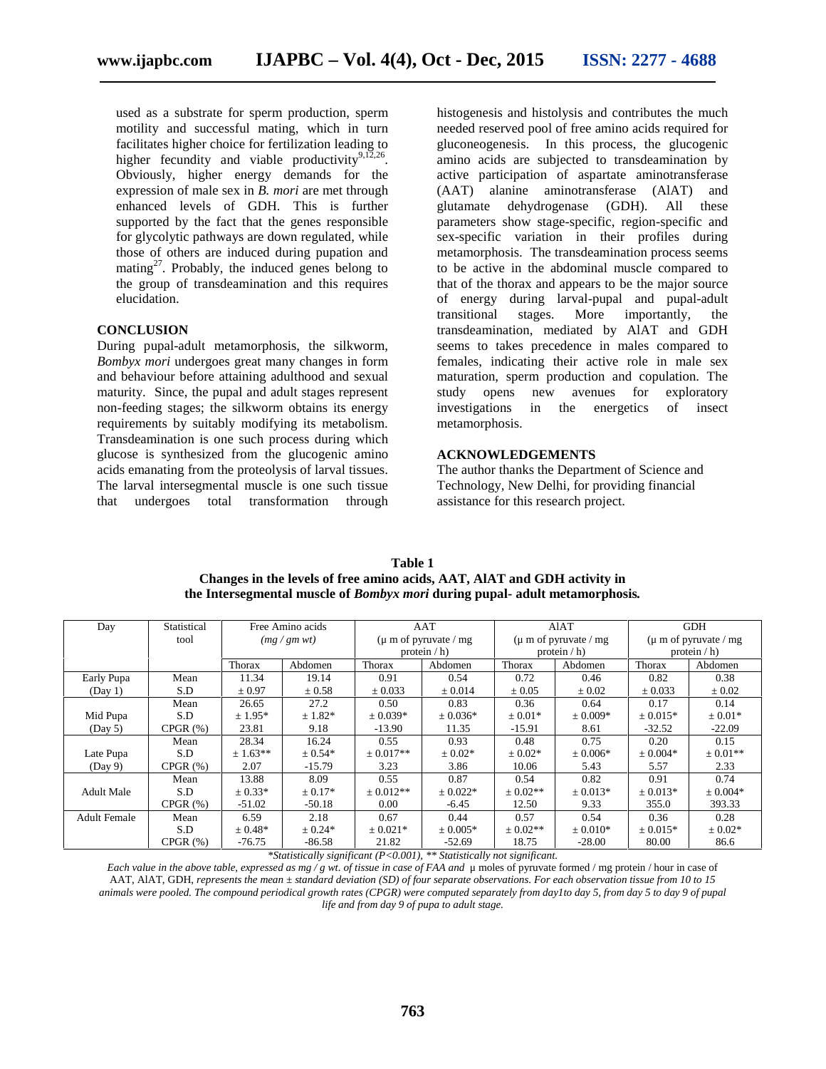used as a substrate for sperm production, sperm motility and successful mating, which in turn facilitates higher choice for fertilization leading to higher fecundity and viable productivity[9,12,26]. Obviously, higher energy demands for the expression of male sex in *B. mori* are met through enhanced levels of GDH. This is further supported by the fact that the genes responsible for glycolytic pathways are down regulated, while those of others are induced during pupation and mating[27]. Probably, the induced genes belong to the group of transdeamination and this requires elucidation.

## CONCLUSION

During pupal-adult metamorphosis, the silkworm, *Bombyx mori* undergoes great many changes in form and behaviour before attaining adulthood and sexual maturity. Since, the pupal and adult stages represent non-feeding stages; the silkworm obtains its energy requirements by suitably modifying its metabolism. Transdeamination is one such process during which glucose is synthesized from the glucogenic amino acids emanating from the proteolysis of larval tissues. The larval intersegmental muscle is one such tissue that undergoes total transformation through histogenesis and histolysis and contributes the much needed reserved pool of free amino acids required for gluconeogenesis. In this process, the glucogenic amino acids are subjected to transdeamination by active participation of aspartate aminotransferase (AAT) alanine aminotransferase (AlAT) and glutamate dehydrogenase (GDH). All these parameters show stage-specific, region-specific and sex-specific variation in their profiles during metamorphosis. The transdeamination process seems to be active in the abdominal muscle compared to that of the thorax and appears to be the major source of energy during larval-pupal and pupal-adult transitional stages. More importantly, the transdeamination, mediated by AlAT and GDH seems to takes precedence in males compared to females, indicating their active role in male sex maturation, sperm production and copulation. The study opens new avenues for exploratory investigations in the energetics of insect metamorphosis.

## ACKNOWLEDGEMENTS

The author thanks the Department of Science and Technology, New Delhi, for providing financial assistance for this research project.

**Table 1**
**Changes in the levels of free amino acids, AAT, AlAT and GDH activity in the Intersegmental muscle of *Bombyx mori* during pupal- adult metamorphosis.**

| Day | Statistical tool | Free Amino acids *(mg / gm wt)* | | AAT (μ m of pyruvate / mg protein / h) | | AlAT (μ m of pyruvate / mg protein / h) | | GDH (μ m of pyruvate / mg protein / h) | |
|---|---|---|---|---|---|---|---|---|---|
| | | Thorax | Abdomen | Thorax | Abdomen | Thorax | Abdomen | Thorax | Abdomen |
| Early Pupa (Day 1) | Mean | 11.34 | 19.14 | 0.91 | 0.54 | 0.72 | 0.46 | 0.82 | 0.38 |
| | S.D | ± 0.97 | ± 0.58 | ± 0.033 | ± 0.014 | ± 0.05 | ± 0.02 | ± 0.033 | ± 0.02 |
| Mid Pupa (Day 5) | Mean | 26.65 | 27.2 | 0.50 | 0.83 | 0.36 | 0.64 | 0.17 | 0.14 |
| | S.D | ± 1.95* | ± 1.82* | ± 0.039* | ± 0.036* | ± 0.01* | ± 0.009* | ± 0.015* | ± 0.01* |
| | CPGR (%) | 23.81 | 9.18 | -13.90 | 11.35 | -15.91 | 8.61 | -32.52 | -22.09 |
| Late Pupa (Day 9) | Mean | 28.34 | 16.24 | 0.55 | 0.93 | 0.48 | 0.75 | 0.20 | 0.15 |
| | S.D | ± 1.63** | ± 0.54* | ± 0.017** | ± 0.02* | ± 0.02* | ± 0.006* | ± 0.004* | ± 0.01** |
| | CPGR (%) | 2.07 | -15.79 | 3.23 | 3.86 | 10.06 | 5.43 | 5.57 | 2.33 |
| Adult Male | Mean | 13.88 | 8.09 | 0.55 | 0.87 | 0.54 | 0.82 | 0.91 | 0.74 |
| | S.D | ± 0.33* | ± 0.17* | ± 0.012** | ± 0.022* | ± 0.02** | ± 0.013* | ± 0.013* | ± 0.004* |
| | CPGR (%) | -51.02 | -50.18 | 0.00 | -6.45 | 12.50 | 9.33 | 355.0 | 393.33 |
| Adult Female | Mean | 6.59 | 2.18 | 0.67 | 0.44 | 0.57 | 0.54 | 0.36 | 0.28 |
| | S.D | ± 0.48* | ± 0.24* | ± 0.021* | ± 0.005* | ± 0.02** | ± 0.010* | ± 0.015* | ± 0.02* |
| | CPGR (%) | -76.75 | -86.58 | 21.82 | -52.69 | 18.75 | -28.00 | 80.00 | 86.6 |

*\*Statistically significant ($P<0.001$), \*\* Statistically not significant.*

*Each value in the above table, expressed as mg / g wt. of tissue in case of FAA and* μ moles of pyruvate formed / mg protein / hour in case of AAT, AlAT, GDH, *represents the mean ± standard deviation (SD) of four separate observations. For each observation tissue from 10 to 15 animals were pooled. The compound periodical growth rates (CPGR) were computed separately from day1to day 5, from day 5 to day 9 of pupal life and from day 9 of pupa to adult stage.*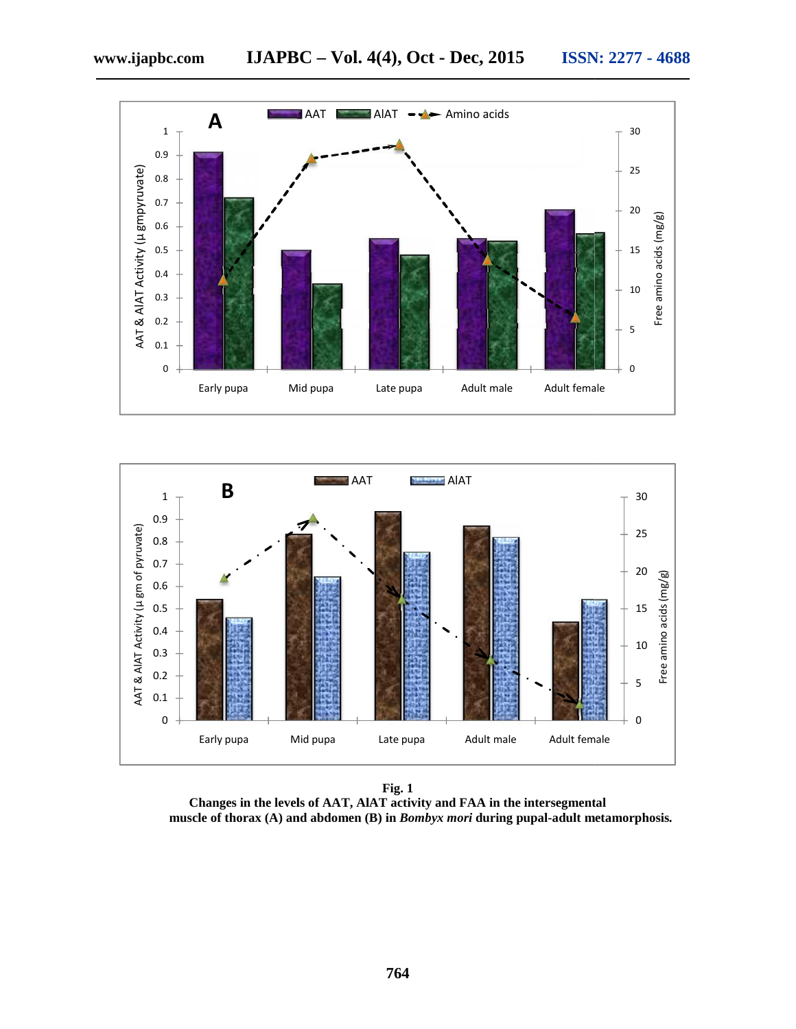**Fig. 1**
**Changes in the levels of AAT, AlAT activity and FAA in the intersegmental muscle of thorax (A) and abdomen (B) in *Bombyx mori* during pupal-adult metamorphosis.**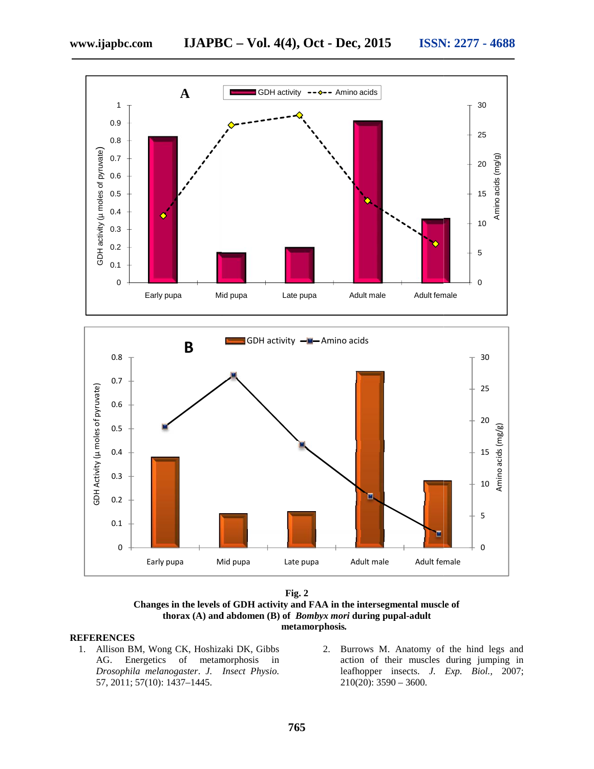**Fig. 2**
**Changes in the levels of GDH activity and FAA in the intersegmental muscle of thorax (A) and abdomen (B) of *Bombyx mori* during pupal-adult metamorphosis.**

## REFERENCES

1. Allison BM, Wong CK, Hoshizaki DK, Gibbs AG. Energetics of metamorphosis in *Drosophila melanogaster*. *J. Insect Physio.* 57, 2011; 57(10): 1437–1445.
2. Burrows M. Anatomy of the hind legs and action of their muscles during jumping in leafhopper insects. *J. Exp. Biol.*, 2007; 210(20): 3590 – 3600.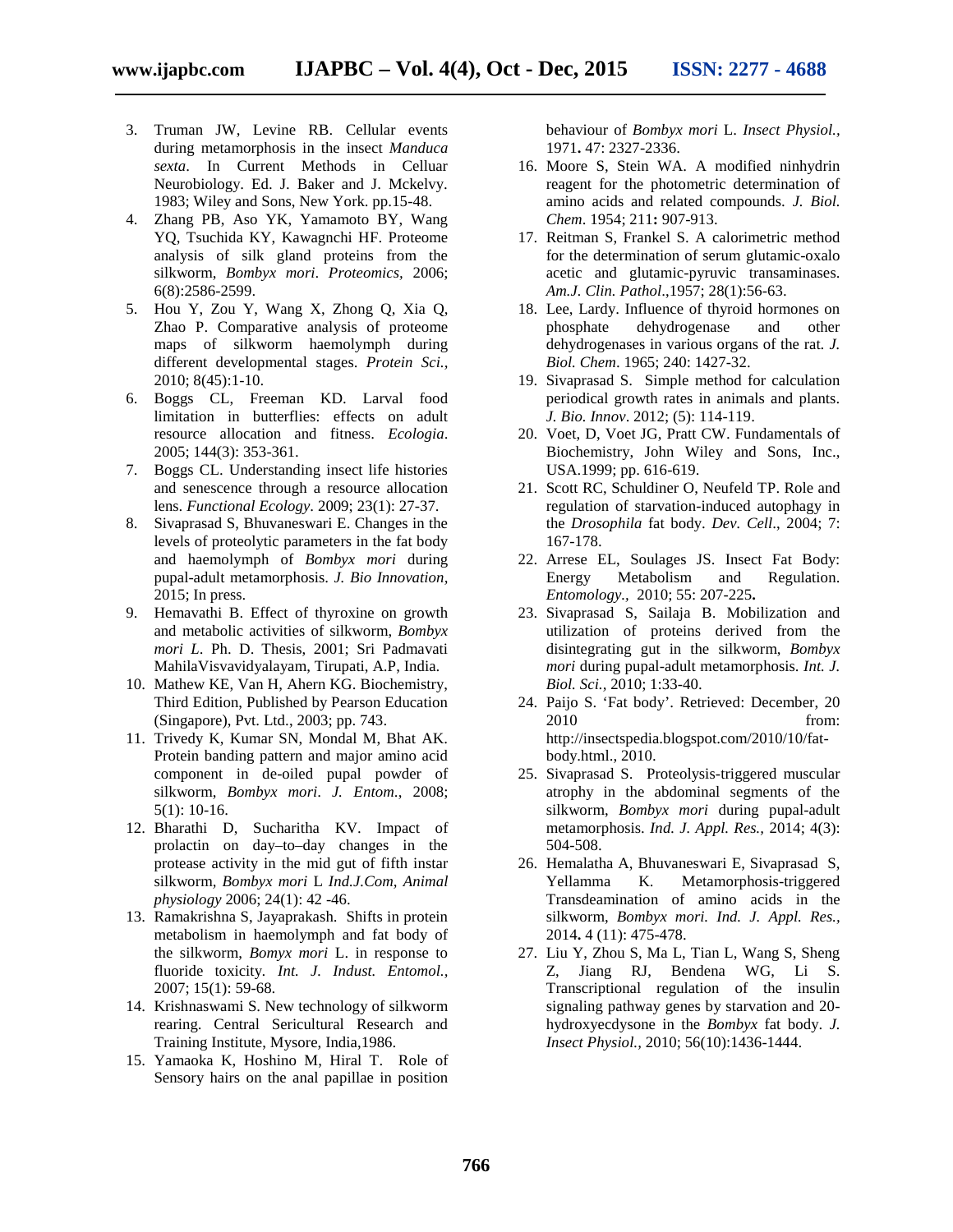3. Truman JW, Levine RB. Cellular events during metamorphosis in the insect *Manduca sexta*. In Current Methods in Celluar Neurobiology. Ed. J. Baker and J. Mckelvy. 1983; Wiley and Sons, New York. pp.15-48.
4. Zhang PB, Aso YK, Yamamoto BY, Wang YQ, Tsuchida KY, Kawagnchi HF. Proteome analysis of silk gland proteins from the silkworm, *Bombyx mori*. *Proteomics*, 2006; 6(8):2586-2599.
5. Hou Y, Zou Y, Wang X, Zhong Q, Xia Q, Zhao P. Comparative analysis of proteome maps of silkworm haemolymph during different developmental stages. *Protein Sci.*, 2010; 8(45):1-10.
6. Boggs CL, Freeman KD. Larval food limitation in butterflies: effects on adult resource allocation and fitness. *Ecologia*. 2005; 144(3): 353-361.
7. Boggs CL. Understanding insect life histories and senescence through a resource allocation lens. *Functional Ecology*. 2009; 23(1): 27-37.
8. Sivaprasad S, Bhuvaneswari E. Changes in the levels of proteolytic parameters in the fat body and haemolymph of *Bombyx mori* during pupal-adult metamorphosis. *J. Bio Innovation*, 2015; In press.
9. Hemavathi B. Effect of thyroxine on growth and metabolic activities of silkworm, *Bombyx mori L*. Ph. D. Thesis, 2001; Sri Padmavati MahilaVisvavidyalayam, Tirupati, A.P, India.
10. Mathew KE, Van H, Ahern KG. Biochemistry, Third Edition, Published by Pearson Education (Singapore), Pvt. Ltd., 2003; pp. 743.
11. Trivedy K, Kumar SN, Mondal M, Bhat AK. Protein banding pattern and major amino acid component in de-oiled pupal powder of silkworm, *Bombyx mori*. *J. Entom.*, 2008; 5(1): 10-16.
12. Bharathi D, Sucharitha KV. Impact of prolactin on day–to–day changes in the protease activity in the mid gut of fifth instar silkworm, *Bombyx mori* L *Ind.J.Com, Animal physiology* 2006; 24(1): 42 -46.
13. Ramakrishna S, Jayaprakash. Shifts in protein metabolism in haemolymph and fat body of the silkworm, *Bomyx mori* L. in response to fluoride toxicity. *Int. J. Indust. Entomol.,* 2007; 15(1): 59-68.
14. Krishnaswami S. New technology of silkworm rearing. Central Sericultural Research and Training Institute, Mysore, India,1986.
15. Yamaoka K, Hoshino M, Hiral T. Role of Sensory hairs on the anal papillae in position behaviour of *Bombyx mori* L. *Insect Physiol.,* 1971**.** 47: 2327-2336.
16. Moore S, Stein WA. A modified ninhydrin reagent for the photometric determination of amino acids and related compounds. *J. Biol. Chem*. 1954; 211**:** 907-913.
17. Reitman S, Frankel S. A calorimetric method for the determination of serum glutamic-oxalo acetic and glutamic-pyruvic transaminases. *Am.J. Clin. Pathol*.,1957; 28(1):56-63.
18. Lee, Lardy. Influence of thyroid hormones on phosphate dehydrogenase and other dehydrogenases in various organs of the rat. *J. Biol. Chem*. 1965; 240: 1427-32.
19. Sivaprasad S. Simple method for calculation periodical growth rates in animals and plants. *J. Bio. Innov*. 2012; (5): 114-119.
20. Voet, D, Voet JG, Pratt CW. Fundamentals of Biochemistry, John Wiley and Sons, Inc., USA.1999; pp. 616-619.
21. Scott RC, Schuldiner O, Neufeld TP. Role and regulation of starvation-induced autophagy in the *Drosophila* fat body. *Dev. Cell*., 2004; 7: 167-178.
22. Arrese EL, Soulages JS. Insect Fat Body: Energy Metabolism and Regulation. *Entomology.,* 2010; 55: 207-225**.**
23. Sivaprasad S, Sailaja B. Mobilization and utilization of proteins derived from the disintegrating gut in the silkworm, *Bombyx mori* during pupal-adult metamorphosis. *Int. J. Biol. Sci.,* 2010; 1:33-40.
24. Paijo S. 'Fat body'. Retrieved: December, 20 2010 from: http://insectspedia.blogspot.com/2010/10/fat-body.html., 2010.
25. Sivaprasad S. Proteolysis-triggered muscular atrophy in the abdominal segments of the silkworm, *Bombyx mori* during pupal-adult metamorphosis. *Ind. J. Appl. Res.,* 2014; 4(3): 504-508.
26. Hemalatha A, Bhuvaneswari E, Sivaprasad S, Yellamma K. Metamorphosis-triggered Transdeamination of amino acids in the silkworm, *Bombyx mori. Ind. J. Appl. Res.,* 2014**.** 4 (11): 475-478.
27. Liu Y, Zhou S, Ma L, Tian L, Wang S, Sheng Z, Jiang RJ, Bendena WG, Li S. Transcriptional regulation of the insulin signaling pathway genes by starvation and 20-hydroxyecdysone in the *Bombyx* fat body. *J. Insect Physiol.,* 2010; 56(10):1436-1444.